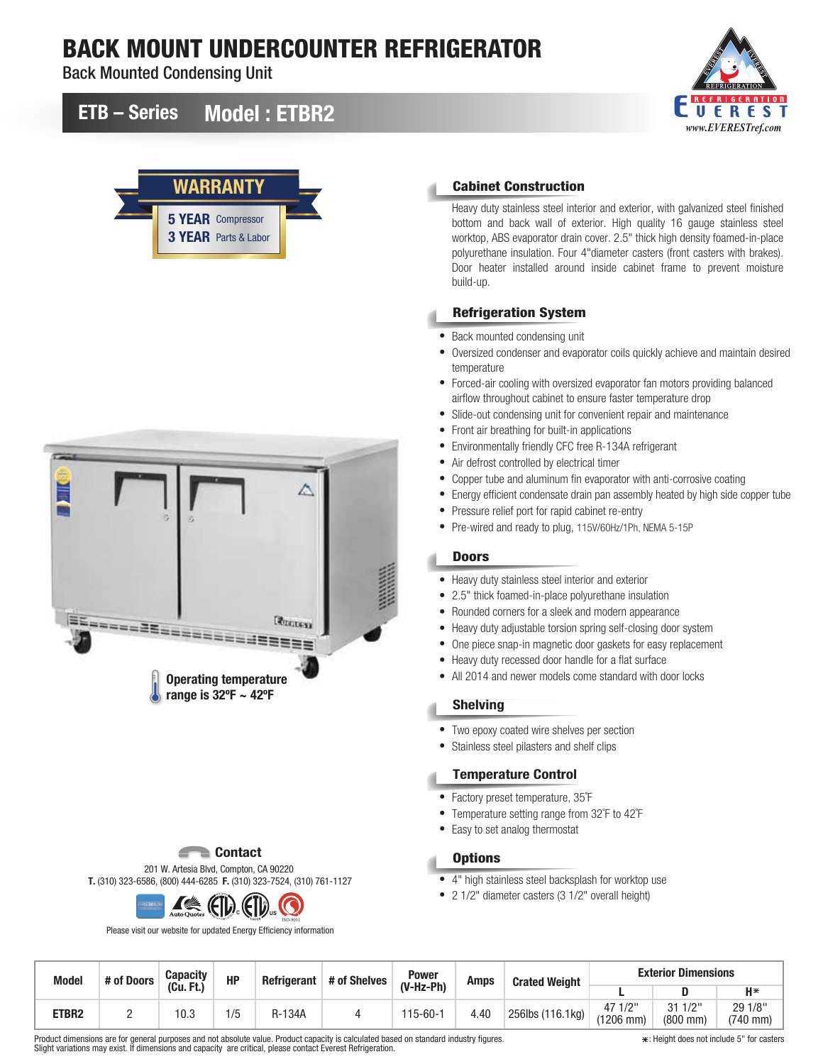# BACK MOUNT UNDERCOUNTER REFRIGERATOR

Back Mounted Condensing Unit

## ETB – Series Model : ETBR2

www.EVERESTref.com

**WARRANTY**

**5 YEAR** Compressor
**3 YEAR** Parts & Labor

**Operating temperature range is 32ºF ~ 42ºF**

### Cabinet Construction

Heavy duty stainless steel interior and exterior, with galvanized steel finished bottom and back wall of exterior. High quality 16 gauge stainless steel worktop, ABS evaporator drain cover. 2.5" thick high density foamed-in-place polyurethane insulation. Four 4"diameter casters (front casters with brakes). Door heater installed around inside cabinet frame to prevent moisture build-up.

### Refrigeration System

- Back mounted condensing unit
- Oversized condenser and evaporator coils quickly achieve and maintain desired temperature
- Forced-air cooling with oversized evaporator fan motors providing balanced airflow throughout cabinet to ensure faster temperature drop
- Slide-out condensing unit for convenient repair and maintenance
- Front air breathing for built-in applications
- Environmentally friendly CFC free R-134A refrigerant
- Air defrost controlled by electrical timer
- Copper tube and aluminum fin evaporator with anti-corrosive coating
- Energy efficient condensate drain pan assembly heated by high side copper tube
- Pressure relief port for rapid cabinet re-entry
- Pre-wired and ready to plug, 115V/60Hz/1Ph, NEMA 5-15P

### Doors

- Heavy duty stainless steel interior and exterior
- 2.5" thick foamed-in-place polyurethane insulation
- Rounded corners for a sleek and modern appearance
- Heavy duty adjustable torsion spring self-closing door system
- One piece snap-in magnetic door gaskets for easy replacement
- Heavy duty recessed door handle for a flat surface
- All 2014 and newer models come standard with door locks

### Shelving

- Two epoxy coated wire shelves per section
- Stainless steel pilasters and shelf clips

### Temperature Control

- Factory preset temperature, 35̊F
- Temperature setting range from 32̊F to 42̊F
- Easy to set analog thermostat

### Options

- 4" high stainless steel backsplash for worktop use
- 2 1/2" diameter casters (3 1/2" overall height)

### Contact

201 W. Artesia Blvd, Compton, CA 90220
**T.** (310) 323-6586, (800) 444-6285 **F.** (310) 323-7524, (310) 761-1127

Please visit our website for updated Energy Efficiency information

| Model | # of Doors | Capacity (Cu. Ft.) | HP | Refrigerant | # of Shelves | Power (V-Hz-Ph) | Amps | Crated Weight | Exterior Dimensions | | |
|---|---|---|---|---|---|---|---|---|---|---|---|
| | | | | | | | | | L | D | H* |
| ETBR2 | 2 | 10.3 | 1/5 | R-134A | 4 | 115-60-1 | 4.40 | 256lbs (116.1kg) | 47 1/2" (1206 mm) | 31 1/2" (800 mm) | 29 1/8" (740 mm) |

Product dimensions are for general purposes and not absolute value. Product capacity is calculated based on standard industry figures. Slight variations may exist. If dimensions and capacity are critical, please contact Everest Refrigeration.

*: Height does not include 5" for casters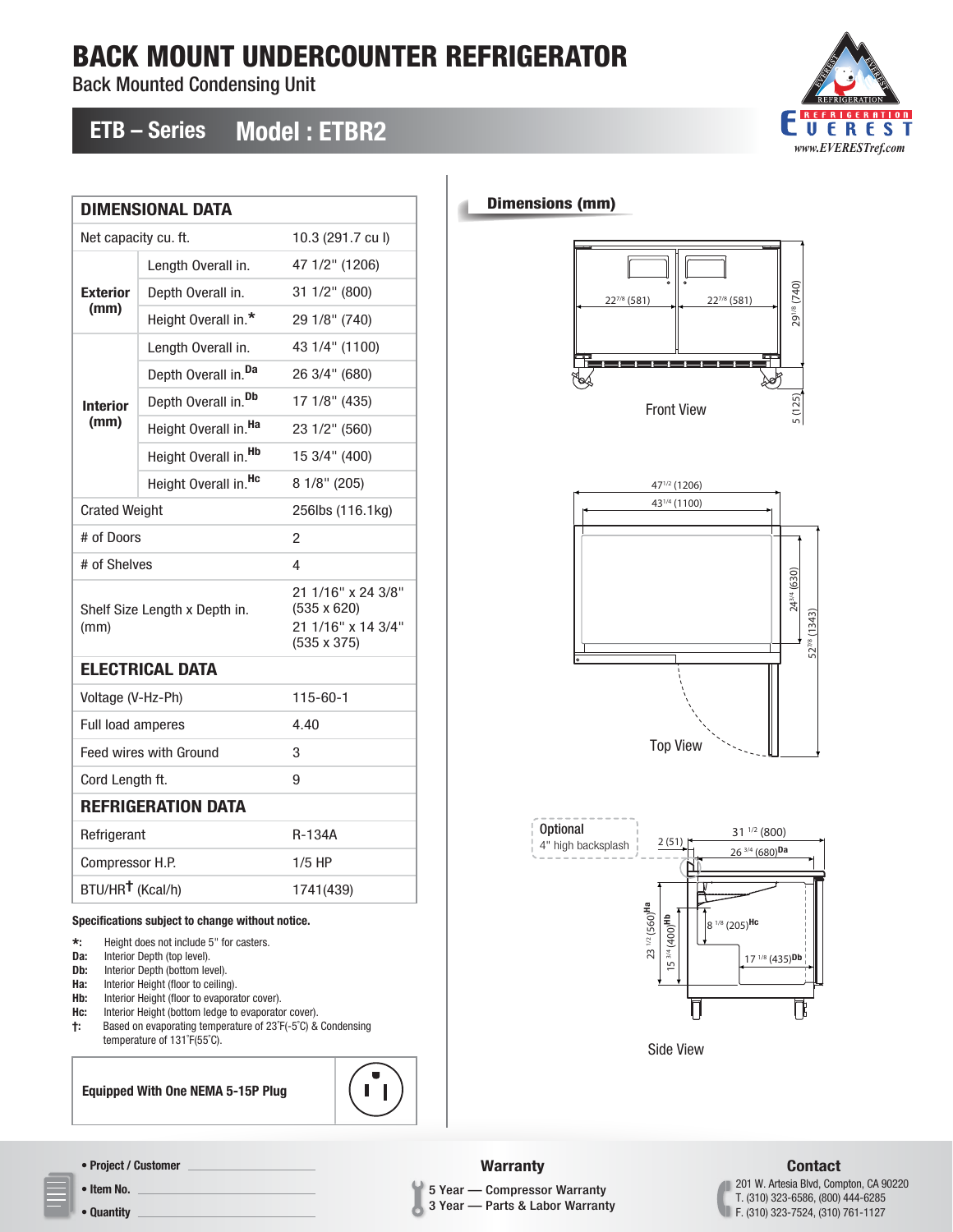# BACK MOUNT UNDERCOUNTER REFRIGERATOR

Back Mounted Condensing Unit

## ETB – Series Model : ETBR2

| DIMENSIONAL DATA | | |
|---|---|---|
| Net capacity cu. ft. | | 10.3 (291.7 cu l) |
| Exterior (mm) | Length Overall in. | 47 1/2" (1206) |
| | Depth Overall in. | 31 1/2" (800) |
| | Height Overall in.* | 29 1/8" (740) |
| Interior (mm) | Length Overall in. | 43 1/4" (1100) |
| | Depth Overall in.Da | 26 3/4" (680) |
| | Depth Overall in.Db | 17 1/8" (435) |
| | Height Overall in.Ha | 23 1/2" (560) |
| | Height Overall in.Hb | 15 3/4" (400) |
| | Height Overall in.Hc | 8 1/8" (205) |
| Crated Weight | | 256lbs (116.1kg) |
| # of Doors | | 2 |
| # of Shelves | | 4 |
| Shelf Size Length x Depth in. (mm) | | 21 1/16" x 24 3/8" (535 x 620) 21 1/16" x 14 3/4" (535 x 375) |
| **ELECTRICAL DATA** | | |
| Voltage (V-Hz-Ph) | | 115-60-1 |
| Full load amperes | | 4.40 |
| Feed wires with Ground | | 3 |
| Cord Length ft. | | 9 |
| **REFRIGERATION DATA** | | |
| Refrigerant | | R-134A |
| Compressor H.P. | | 1/5 HP |
| BTU/HR† (Kcal/h) | | 1741(439) |

**Specifications subject to change without notice.**

- *: Height does not include 5" for casters.
- Da: Interior Depth (top level).
- Db: Interior Depth (bottom level).
- Ha: Interior Height (floor to ceiling).
- Hb: Interior Height (floor to evaporator cover).
- Hc: Interior Height (bottom ledge to evaporator cover).
- †: Based on evaporating temperature of 23˚F(-5˚C) & Condensing temperature of 131˚F(55˚C).

**Equipped With One NEMA 5-15P Plug**

## Dimensions (mm)

22 7/8 (581)
22 7/8 (581)
29 1/8 (740)
5 (125)

Front View

47 1/2 (1206)
43 1/4 (1100)
24 3/4 (630)
52 7/8 (1343)

Top View

Optional
4" high backsplash
31 1/2 (800)
2 (51)
26 3/4 (680)Da
8 1/8 (205)Hc
23 1/2 (560)Ha
15 3/4 (400)Hb
17 1/8 (435)Db

Side View

- **Project / Customer** ____________
- **Item No.** ____________
- **Quantity** ____________

### Warranty

5 Year — Compressor Warranty
3 Year — Parts & Labor Warranty

### Contact

201 W. Artesia Blvd, Compton, CA 90220
T. (310) 323-6586, (800) 444-6285
F. (310) 323-7524, (310) 761-1127